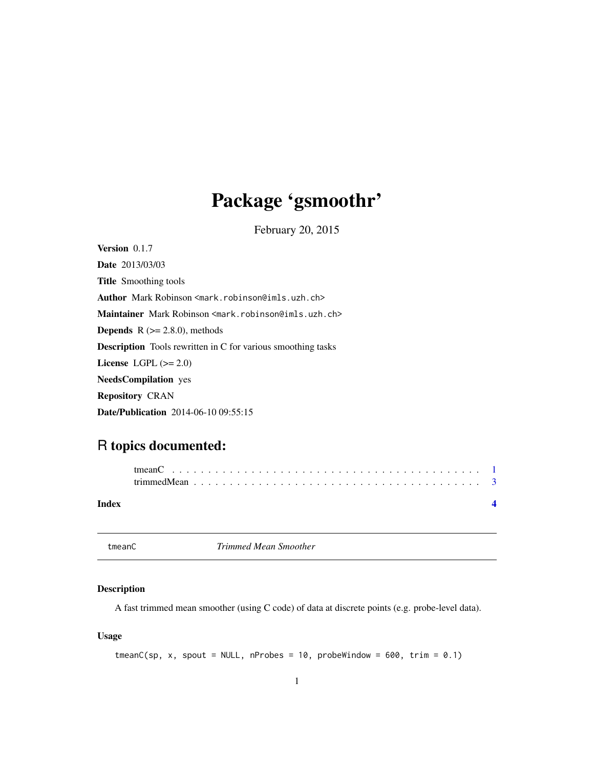# Package 'gsmoothr'

February 20, 2015

**Version** 0.1.7

**Date** 2013/03/03

**Title** Smoothing tools

**Author** Mark Robinson <mark.robinson@imls.uzh.ch>

**Maintainer** Mark Robinson <mark.robinson@imls.uzh.ch>

**Depends** R (>= 2.8.0), methods

**Description** Tools rewritten in C for various smoothing tasks

**License** LGPL (>= 2.0)

**NeedsCompilation** yes

**Repository** CRAN

**Date/Publication** 2014-06-10 09:55:15

## R topics documented:

tmeanC . . . . . . . . . . . . . . . . . . . . . . . . . . . . . . . . . . . . . . . . . . 1
trimmedMean . . . . . . . . . . . . . . . . . . . . . . . . . . . . . . . . . . . . . . 3

**Index** **4**

---

tmeanC *Trimmed Mean Smoother*

---

### Description

A fast trimmed mean smoother (using C code) of data at discrete points (e.g. probe-level data).

### Usage

```
tmeanC(sp, x, spout = NULL, nProbes = 10, probeWindow = 600, trim = 0.1)
```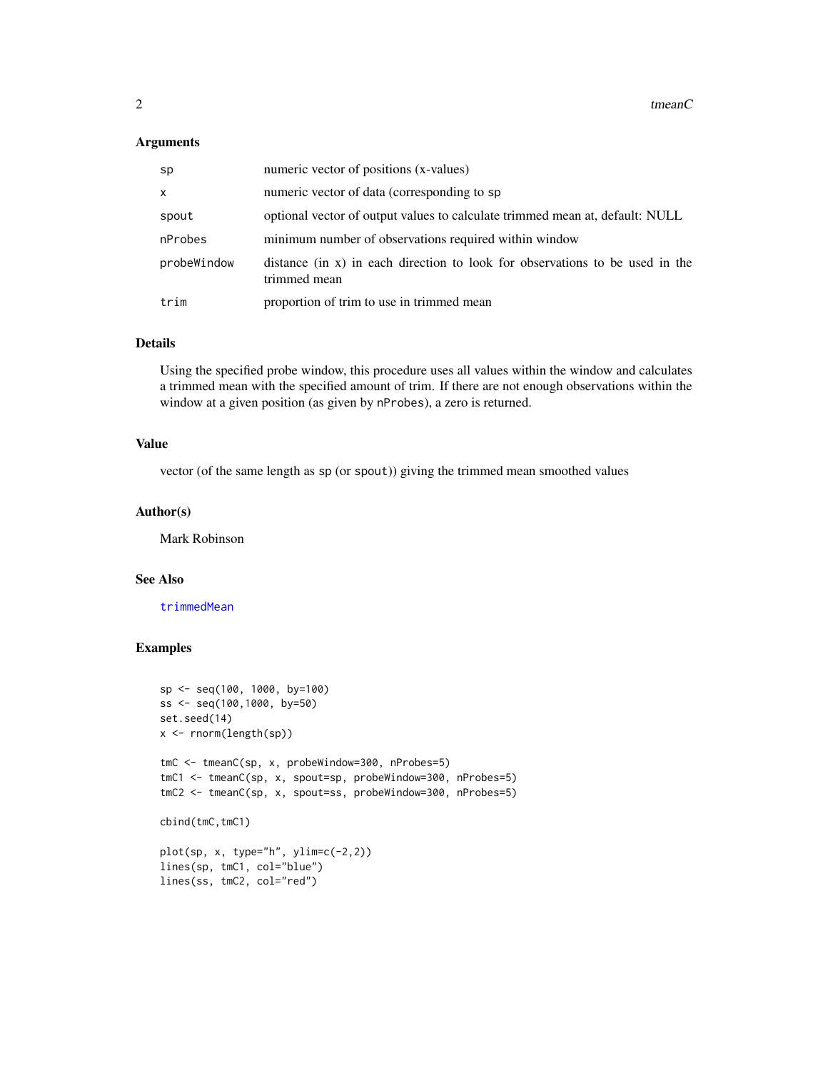## Arguments

| | |
|---|---|
| sp | numeric vector of positions (x-values) |
| x | numeric vector of data (corresponding to sp |
| spout | optional vector of output values to calculate trimmed mean at, default: NULL |
| nProbes | minimum number of observations required within window |
| probeWindow | distance (in x) in each direction to look for observations to be used in the trimmed mean |
| trim | proportion of trim to use in trimmed mean |

## Details

Using the specified probe window, this procedure uses all values within the window and calculates a trimmed mean with the specified amount of trim. If there are not enough observations within the window at a given position (as given by nProbes), a zero is returned.

## Value

vector (of the same length as sp (or spout)) giving the trimmed mean smoothed values

## Author(s)

Mark Robinson

## See Also

trimmedMean

## Examples

```
sp <- seq(100, 1000, by=100)
ss <- seq(100,1000, by=50)
set.seed(14)
x <- rnorm(length(sp))

tmC <- tmeanC(sp, x, probeWindow=300, nProbes=5)
tmC1 <- tmeanC(sp, x, spout=sp, probeWindow=300, nProbes=5)
tmC2 <- tmeanC(sp, x, spout=ss, probeWindow=300, nProbes=5)

cbind(tmC,tmC1)

plot(sp, x, type="h", ylim=c(-2,2))
lines(sp, tmC1, col="blue")
lines(ss, tmC2, col="red")
```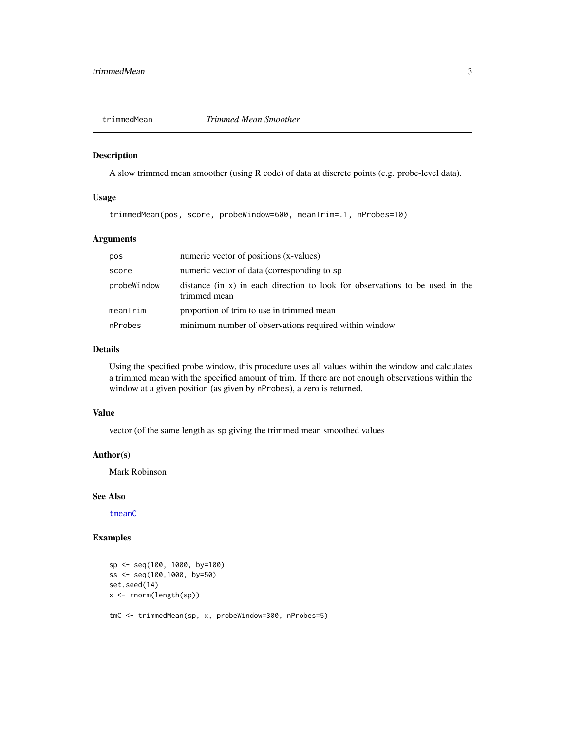## trimmedMean — *Trimmed Mean Smoother*

### Description

A slow trimmed mean smoother (using R code) of data at discrete points (e.g. probe-level data).

### Usage

```
trimmedMean(pos, score, probeWindow=600, meanTrim=.1, nProbes=10)
```

### Arguments

| | |
|---|---|
| `pos` | numeric vector of positions (x-values) |
| `score` | numeric vector of data (corresponding to `sp` |
| `probeWindow` | distance (in x) in each direction to look for observations to be used in the trimmed mean |
| `meanTrim` | proportion of trim to use in trimmed mean |
| `nProbes` | minimum number of observations required within window |

### Details

Using the specified probe window, this procedure uses all values within the window and calculates a trimmed mean with the specified amount of trim. If there are not enough observations within the window at a given position (as given by `nProbes`), a zero is returned.

### Value

vector (of the same length as `sp` giving the trimmed mean smoothed values

### Author(s)

Mark Robinson

### See Also

`tmeanC`

### Examples

```
sp <- seq(100, 1000, by=100)
ss <- seq(100,1000, by=50)
set.seed(14)
x <- rnorm(length(sp))

tmC <- trimmedMean(sp, x, probeWindow=300, nProbes=5)
```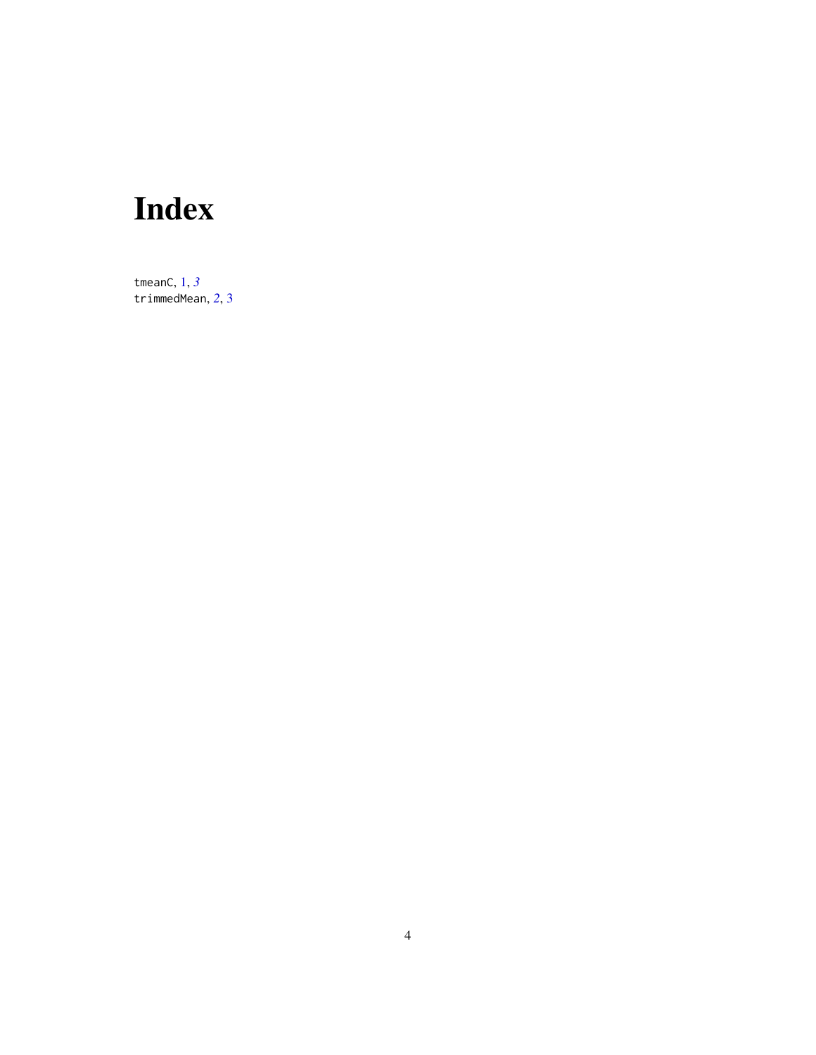# Index

`tmeanC`, 1, *3*
`trimmedMean`, *2*, 3